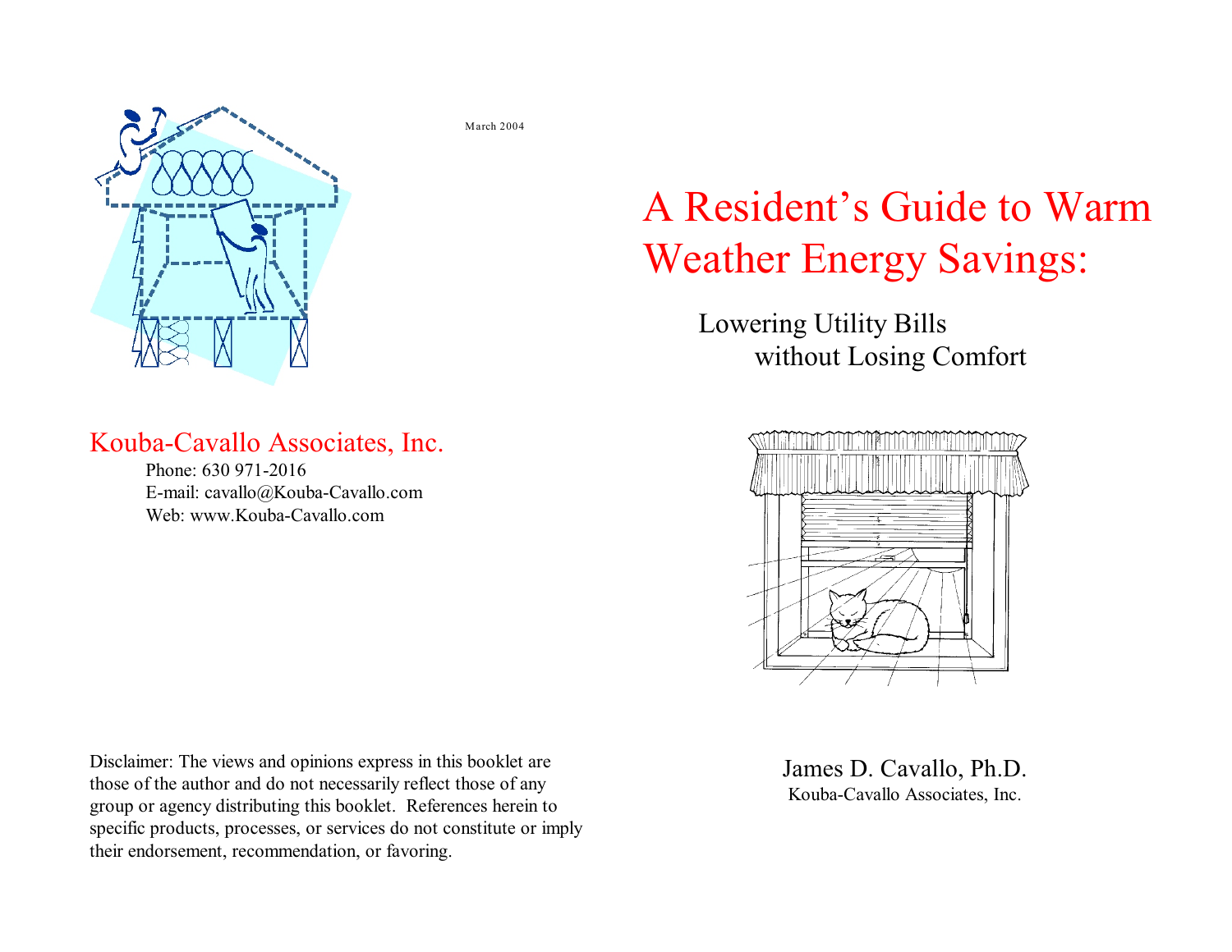March 2004

# A Resident's Guide to Warm Weather Energy Savings:

## Lowering Utility Bills without Losing Comfort

James D. Cavallo, Ph.D.
Kouba-Cavallo Associates, Inc.

Kouba-Cavallo Associates, Inc.

Phone: 630 971-2016
E-mail: cavallo@Kouba-Cavallo.com
Web: www.Kouba-Cavallo.com

Disclaimer: The views and opinions express in this booklet are those of the author and do not necessarily reflect those of any group or agency distributing this booklet. References herein to specific products, processes, or services do not constitute or imply their endorsement, recommendation, or favoring.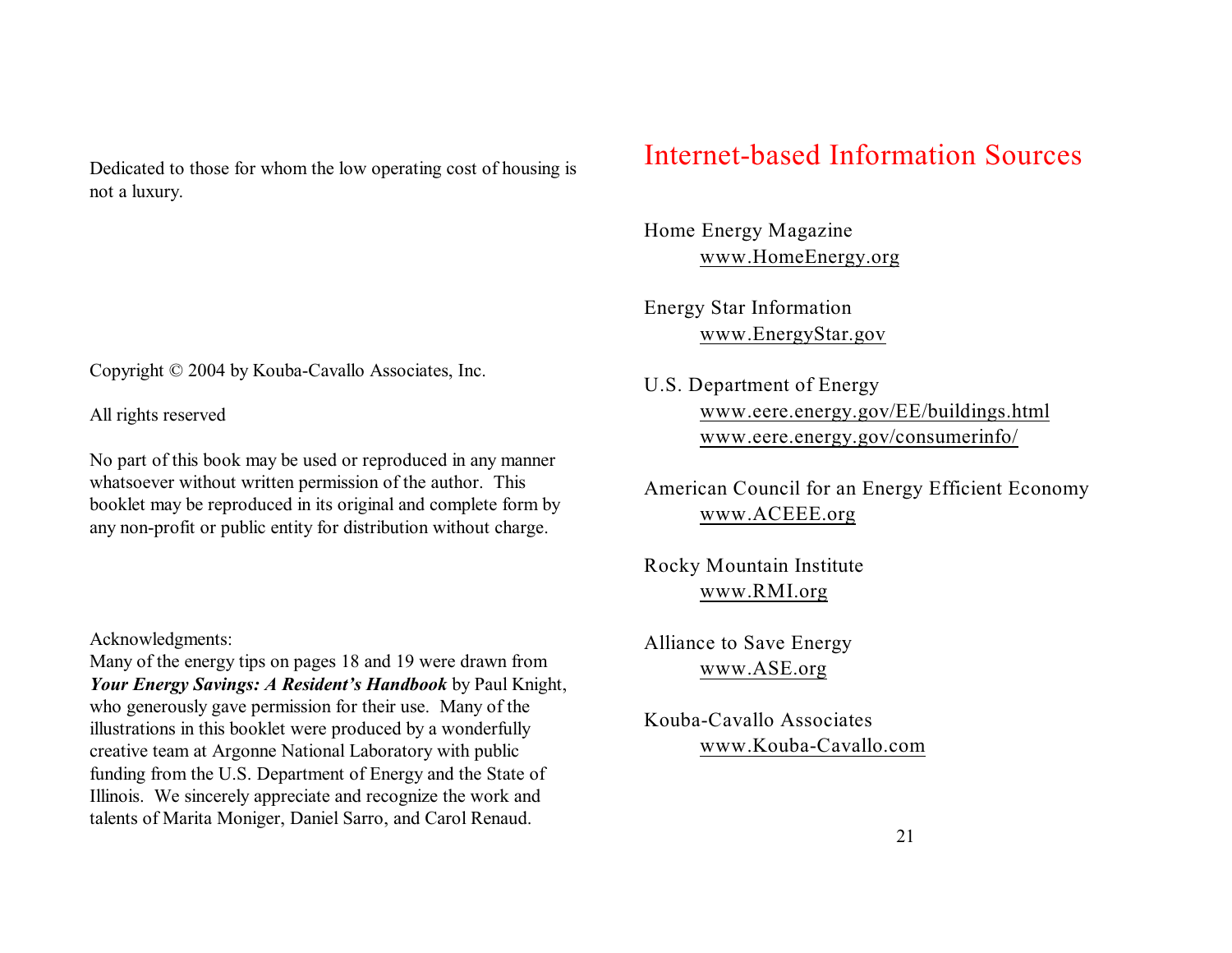Dedicated to those for whom the low operating cost of housing is not a luxury.

Copyright © 2004 by Kouba-Cavallo Associates, Inc.

All rights reserved

No part of this book may be used or reproduced in any manner whatsoever without written permission of the author. This booklet may be reproduced in its original and complete form by any non-profit or public entity for distribution without charge.

Acknowledgments:
Many of the energy tips on pages 18 and 19 were drawn from ***Your Energy Savings: A Resident's Handbook*** by Paul Knight, who generously gave permission for their use. Many of the illustrations in this booklet were produced by a wonderfully creative team at Argonne National Laboratory with public funding from the U.S. Department of Energy and the State of Illinois. We sincerely appreciate and recognize the work and talents of Marita Moniger, Daniel Sarro, and Carol Renaud.

# Internet-based Information Sources

Home Energy Magazine
www.HomeEnergy.org

Energy Star Information
www.EnergyStar.gov

U.S. Department of Energy
www.eere.energy.gov/EE/buildings.html
www.eere.energy.gov/consumerinfo/

American Council for an Energy Efficient Economy
www.ACEEE.org

Rocky Mountain Institute
www.RMI.org

Alliance to Save Energy
www.ASE.org

Kouba-Cavallo Associates
www.Kouba-Cavallo.com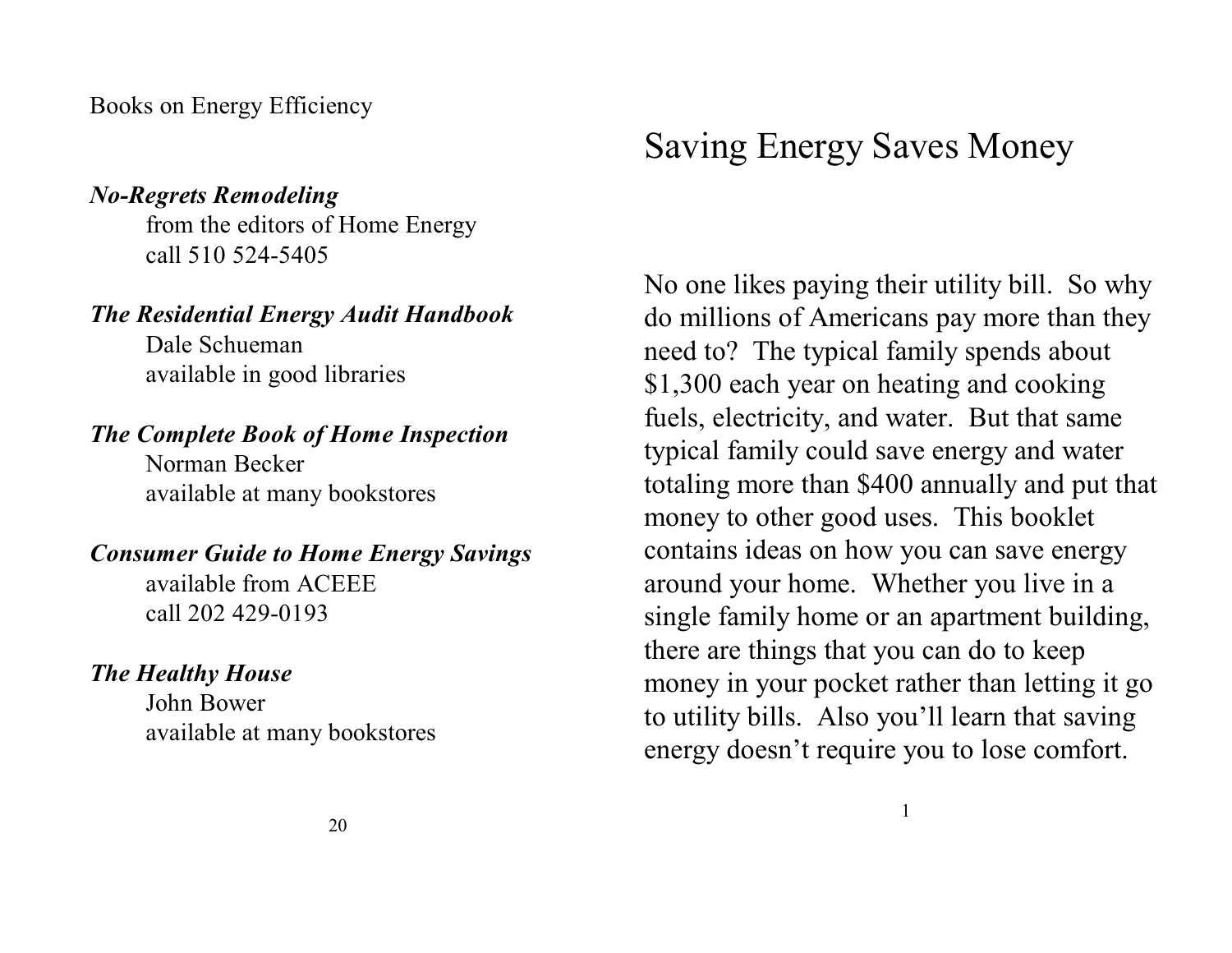Books on Energy Efficiency

***No-Regrets Remodeling***
from the editors of Home Energy
call 510 524-5405

***The Residential Energy Audit Handbook***
Dale Schueman
available in good libraries

***The Complete Book of Home Inspection***
Norman Becker
available at many bookstores

***Consumer Guide to Home Energy Savings***
available from ACEEE
call 202 429-0193

***The Healthy House***
John Bower
available at many bookstores

# Saving Energy Saves Money

No one likes paying their utility bill. So why do millions of Americans pay more than they need to? The typical family spends about $1,300 each year on heating and cooking fuels, electricity, and water. But that same typical family could save energy and water totaling more than $400 annually and put that money to other good uses. This booklet contains ideas on how you can save energy around your home. Whether you live in a single family home or an apartment building, there are things that you can do to keep money in your pocket rather than letting it go to utility bills. Also you'll learn that saving energy doesn't require you to lose comfort.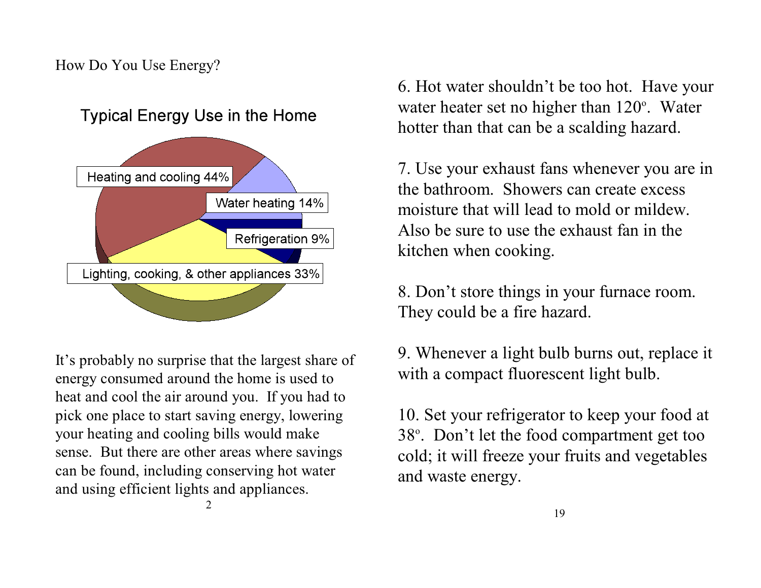How Do You Use Energy?

Typical Energy Use in the Home

Heating and cooling 44%

Water heating 14%

Refrigeration 9%

Lighting, cooking, & other appliances 33%

It's probably no surprise that the largest share of energy consumed around the home is used to heat and cool the air around you. If you had to pick one place to start saving energy, lowering your heating and cooling bills would make sense. But there are other areas where savings can be found, including conserving hot water and using efficient lights and appliances.

6. Hot water shouldn't be too hot. Have your water heater set no higher than 120º. Water hotter than that can be a scalding hazard.

7. Use your exhaust fans whenever you are in the bathroom. Showers can create excess moisture that will lead to mold or mildew. Also be sure to use the exhaust fan in the kitchen when cooking.

8. Don't store things in your furnace room. They could be a fire hazard.

9. Whenever a light bulb burns out, replace it with a compact fluorescent light bulb.

10. Set your refrigerator to keep your food at 38º. Don't let the food compartment get too cold; it will freeze your fruits and vegetables and waste energy.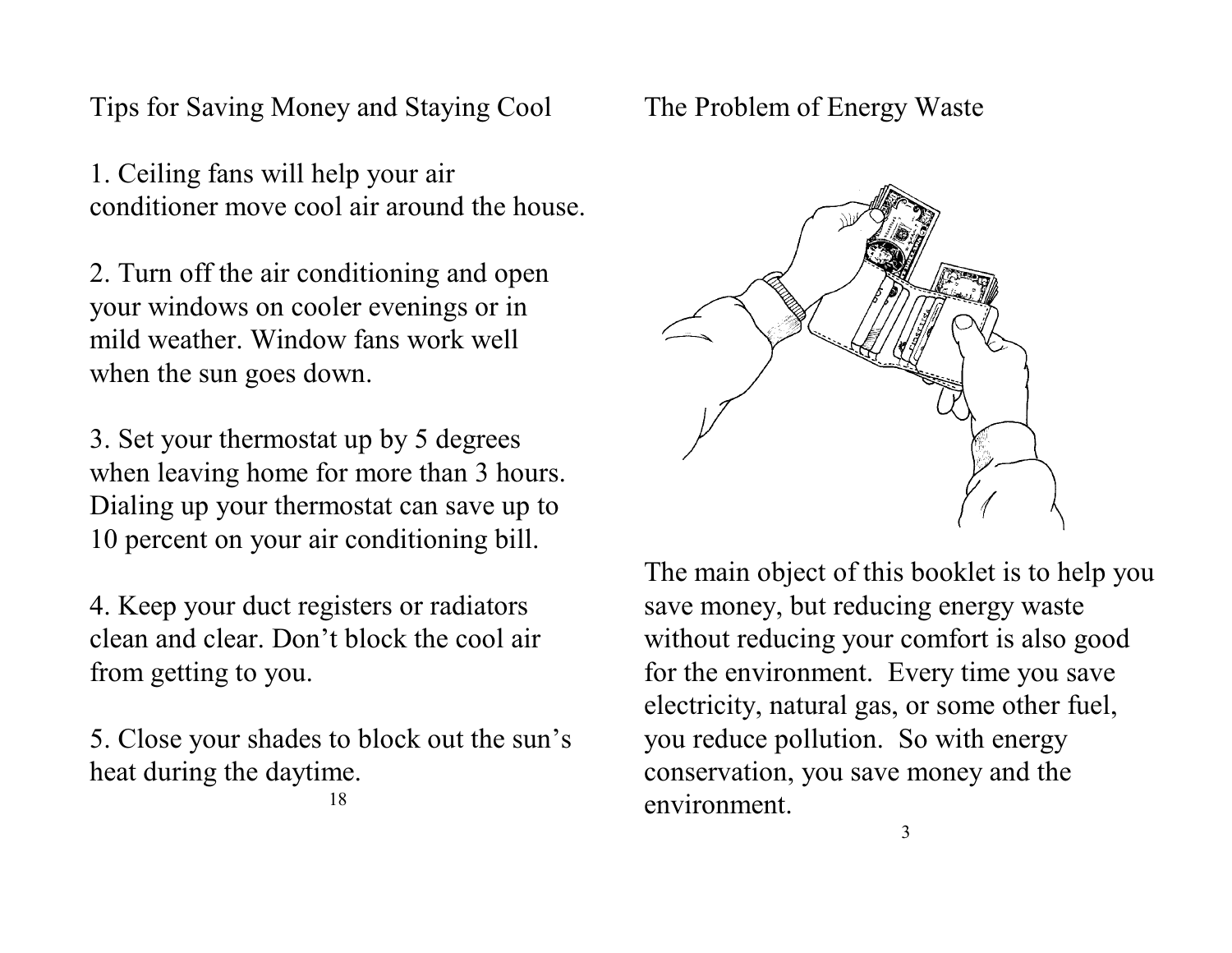## Tips for Saving Money and Staying Cool

1. Ceiling fans will help your air conditioner move cool air around the house.

2. Turn off the air conditioning and open your windows on cooler evenings or in mild weather. Window fans work well when the sun goes down.

3. Set your thermostat up by 5 degrees when leaving home for more than 3 hours. Dialing up your thermostat can save up to 10 percent on your air conditioning bill.

4. Keep your duct registers or radiators clean and clear. Don't block the cool air from getting to you.

5. Close your shades to block out the sun's heat during the daytime.

## The Problem of Energy Waste

The main object of this booklet is to help you save money, but reducing energy waste without reducing your comfort is also good for the environment. Every time you save electricity, natural gas, or some other fuel, you reduce pollution. So with energy conservation, you save money and the environment.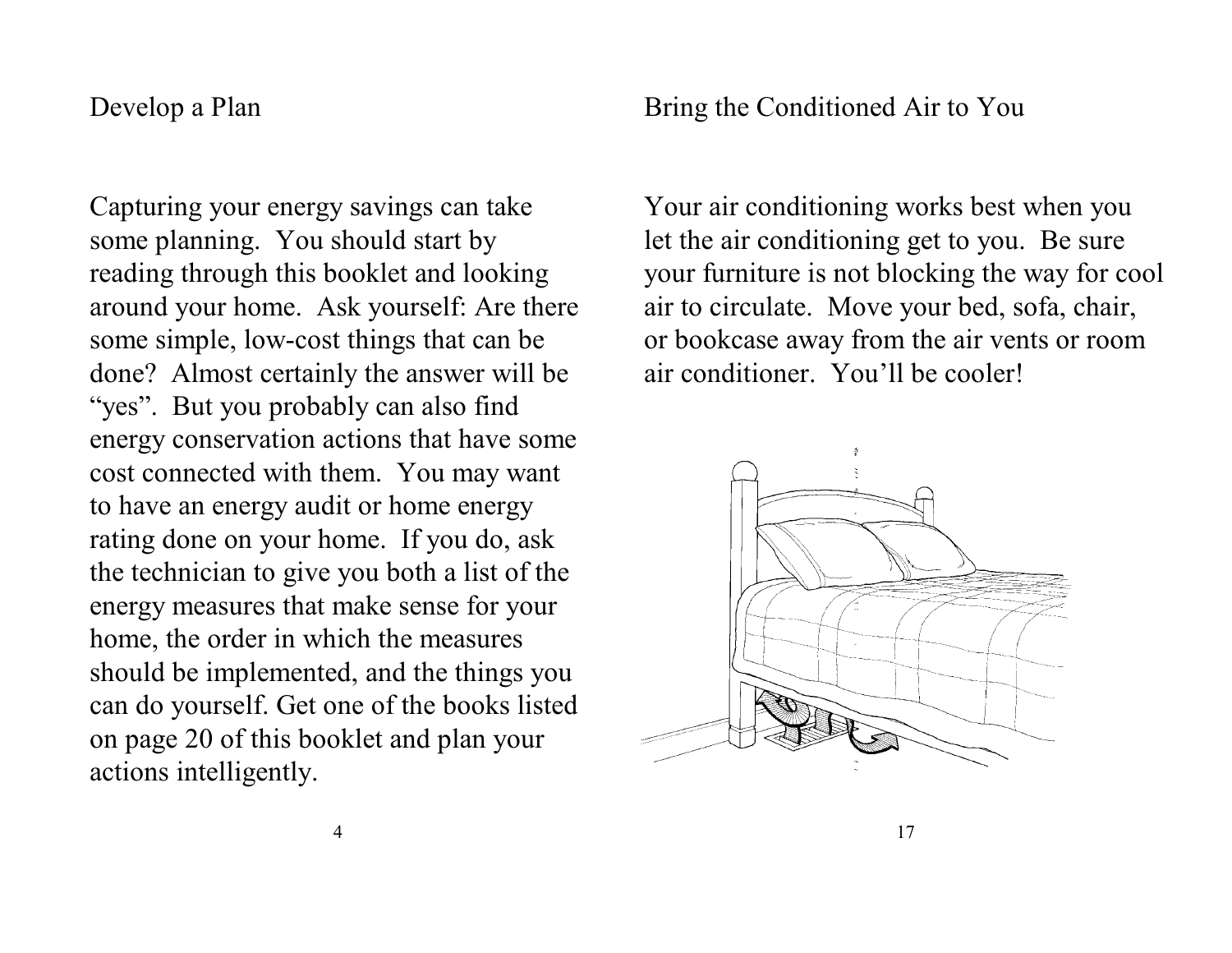## Develop a Plan

Capturing your energy savings can take some planning. You should start by reading through this booklet and looking around your home. Ask yourself: Are there some simple, low-cost things that can be done? Almost certainly the answer will be "yes". But you probably can also find energy conservation actions that have some cost connected with them. You may want to have an energy audit or home energy rating done on your home. If you do, ask the technician to give you both a list of the energy measures that make sense for your home, the order in which the measures should be implemented, and the things you can do yourself. Get one of the books listed on page 20 of this booklet and plan your actions intelligently.

## Bring the Conditioned Air to You

Your air conditioning works best when you let the air conditioning get to you. Be sure your furniture is not blocking the way for cool air to circulate. Move your bed, sofa, chair, or bookcase away from the air vents or room air conditioner. You'll be cooler!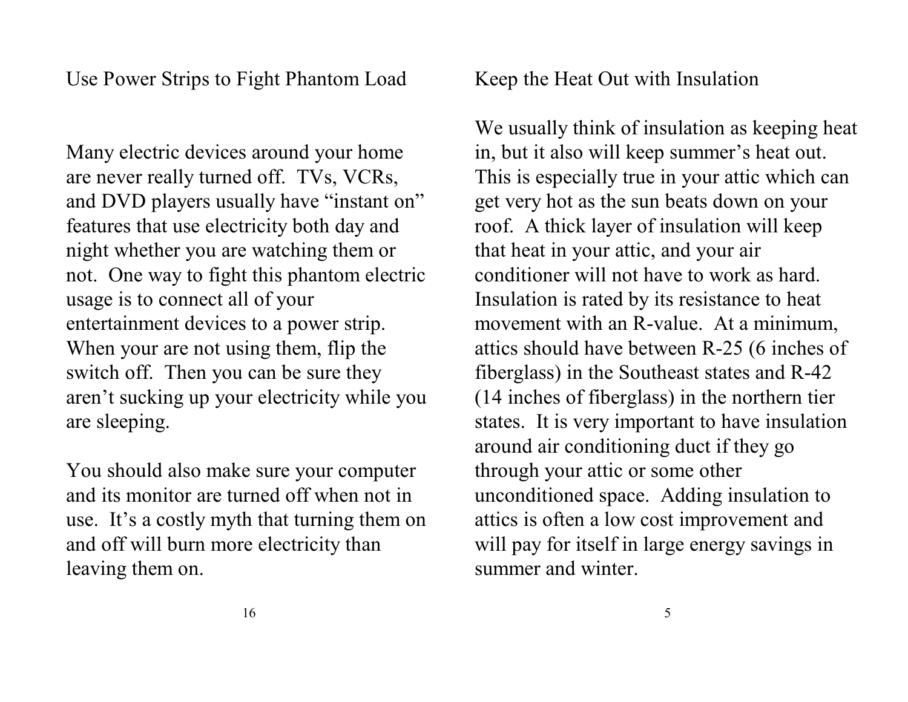## Use Power Strips to Fight Phantom Load

Many electric devices around your home are never really turned off. TVs, VCRs, and DVD players usually have "instant on" features that use electricity both day and night whether you are watching them or not. One way to fight this phantom electric usage is to connect all of your entertainment devices to a power strip. When your are not using them, flip the switch off. Then you can be sure they aren't sucking up your electricity while you are sleeping.

You should also make sure your computer and its monitor are turned off when not in use. It's a costly myth that turning them on and off will burn more electricity than leaving them on.

## Keep the Heat Out with Insulation

We usually think of insulation as keeping heat in, but it also will keep summer's heat out. This is especially true in your attic which can get very hot as the sun beats down on your roof. A thick layer of insulation will keep that heat in your attic, and your air conditioner will not have to work as hard. Insulation is rated by its resistance to heat movement with an R-value. At a minimum, attics should have between R-25 (6 inches of fiberglass) in the Southeast states and R-42 (14 inches of fiberglass) in the northern tier states. It is very important to have insulation around air conditioning duct if they go through your attic or some other unconditioned space. Adding insulation to attics is often a low cost improvement and will pay for itself in large energy savings in summer and winter.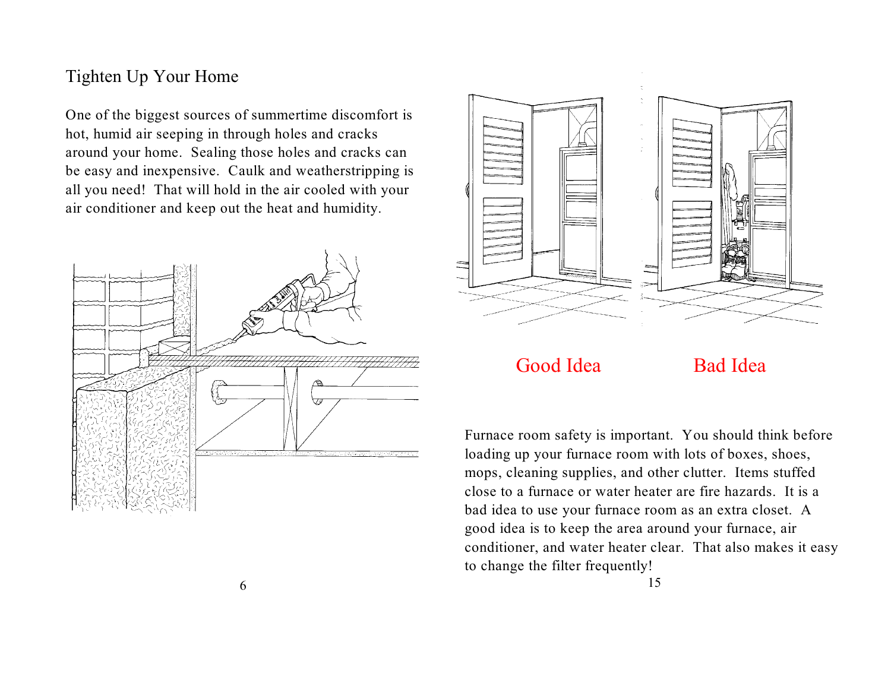## Tighten Up Your Home

One of the biggest sources of summertime discomfort is hot, humid air seeping in through holes and cracks around your home. Sealing those holes and cracks can be easy and inexpensive. Caulk and weatherstripping is all you need! That will hold in the air cooled with your air conditioner and keep out the heat and humidity.

Good Idea    Bad Idea

Furnace room safety is important. You should think before loading up your furnace room with lots of boxes, shoes, mops, cleaning supplies, and other clutter. Items stuffed close to a furnace or water heater are fire hazards. It is a bad idea to use your furnace room as an extra closet. A good idea is to keep the area around your furnace, air conditioner, and water heater clear. That also makes it easy to change the filter frequently!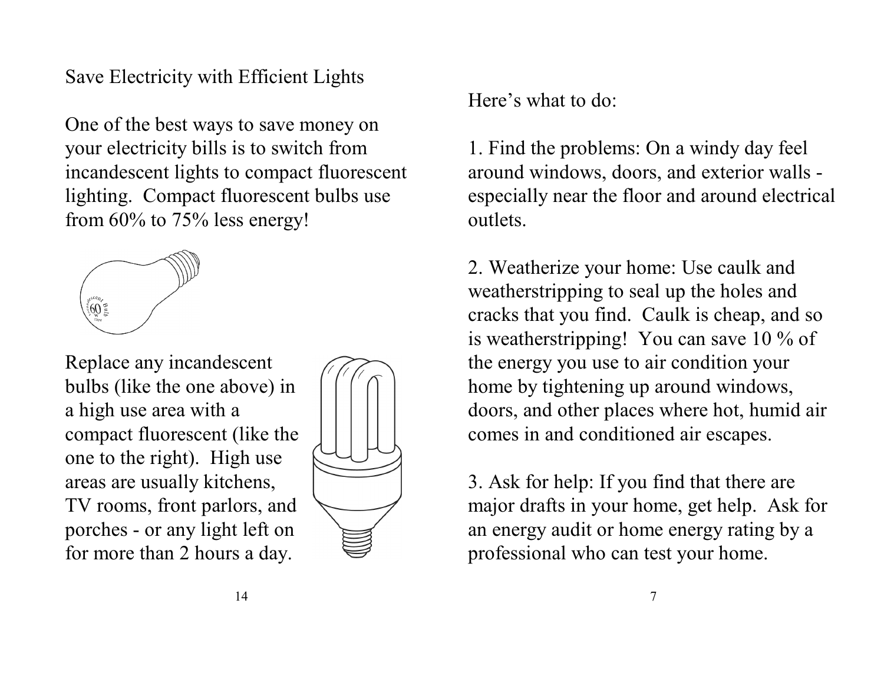## Save Electricity with Efficient Lights

One of the best ways to save money on your electricity bills is to switch from incandescent lights to compact fluorescent lighting. Compact fluorescent bulbs use from 60% to 75% less energy!

Replace any incandescent bulbs (like the one above) in a high use area with a compact fluorescent (like the one to the right). High use areas are usually kitchens, TV rooms, front parlors, and porches - or any light left on for more than 2 hours a day.

Here's what to do:

1. Find the problems: On a windy day feel around windows, doors, and exterior walls - especially near the floor and around electrical outlets.

2. Weatherize your home: Use caulk and weatherstripping to seal up the holes and cracks that you find. Caulk is cheap, and so is weatherstripping! You can save 10 % of the energy you use to air condition your home by tightening up around windows, doors, and other places where hot, humid air comes in and conditioned air escapes.

3. Ask for help: If you find that there are major drafts in your home, get help. Ask for an energy audit or home energy rating by a professional who can test your home.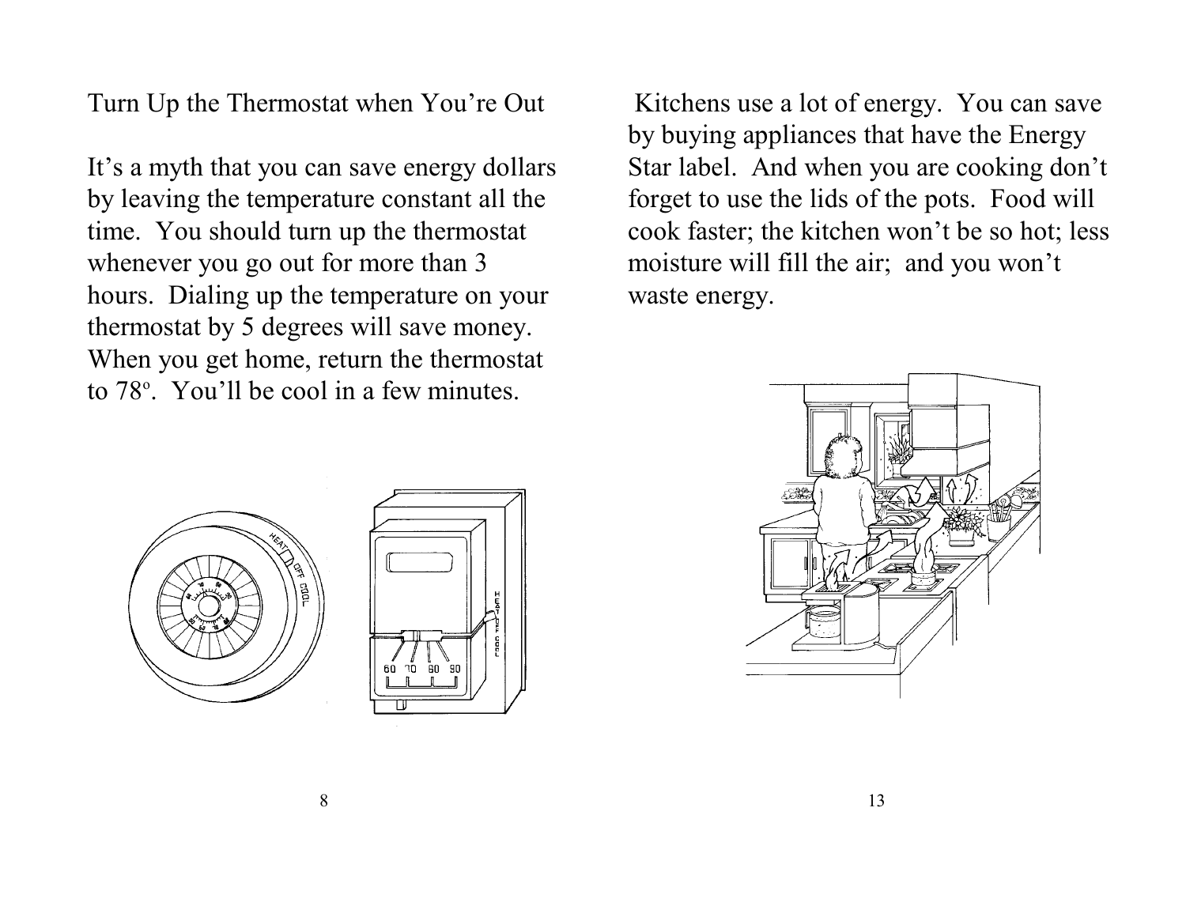## Turn Up the Thermostat when You're Out

It's a myth that you can save energy dollars by leaving the temperature constant all the time. You should turn up the thermostat whenever you go out for more than 3 hours. Dialing up the temperature on your thermostat by 5 degrees will save money. When you get home, return the thermostat to 78°. You'll be cool in a few minutes.

Kitchens use a lot of energy. You can save by buying appliances that have the Energy Star label. And when you are cooking don't forget to use the lids of the pots. Food will cook faster; the kitchen won't be so hot; less moisture will fill the air; and you won't waste energy.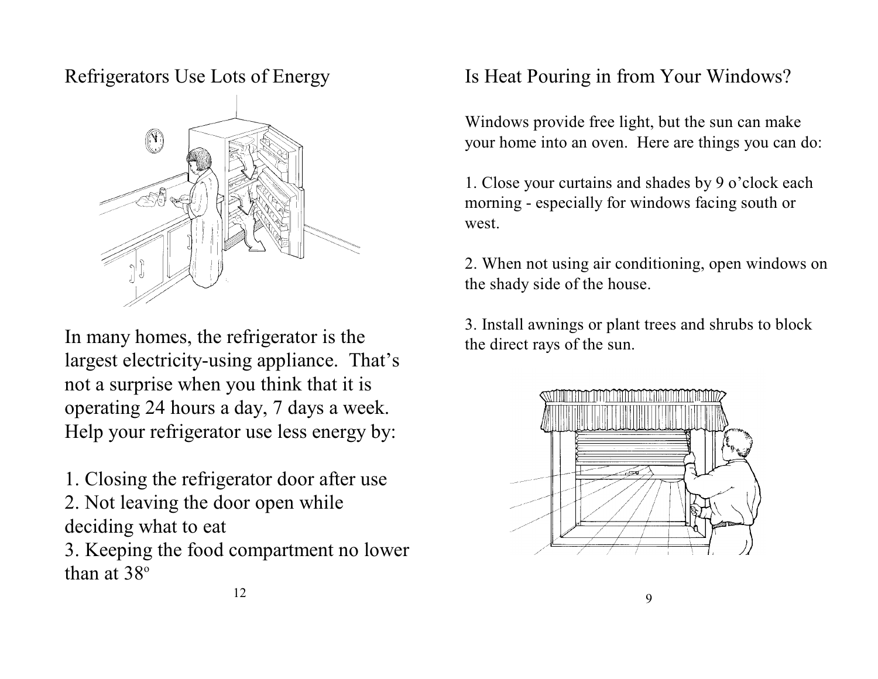## Refrigerators Use Lots of Energy

In many homes, the refrigerator is the largest electricity-using appliance. That's not a surprise when you think that it is operating 24 hours a day, 7 days a week. Help your refrigerator use less energy by:

1. Closing the refrigerator door after use
2. Not leaving the door open while deciding what to eat
3. Keeping the food compartment no lower than at 38°

## Is Heat Pouring in from Your Windows?

Windows provide free light, but the sun can make your home into an oven. Here are things you can do:

1. Close your curtains and shades by 9 o'clock each morning - especially for windows facing south or west.

2. When not using air conditioning, open windows on the shady side of the house.

3. Install awnings or plant trees and shrubs to block the direct rays of the sun.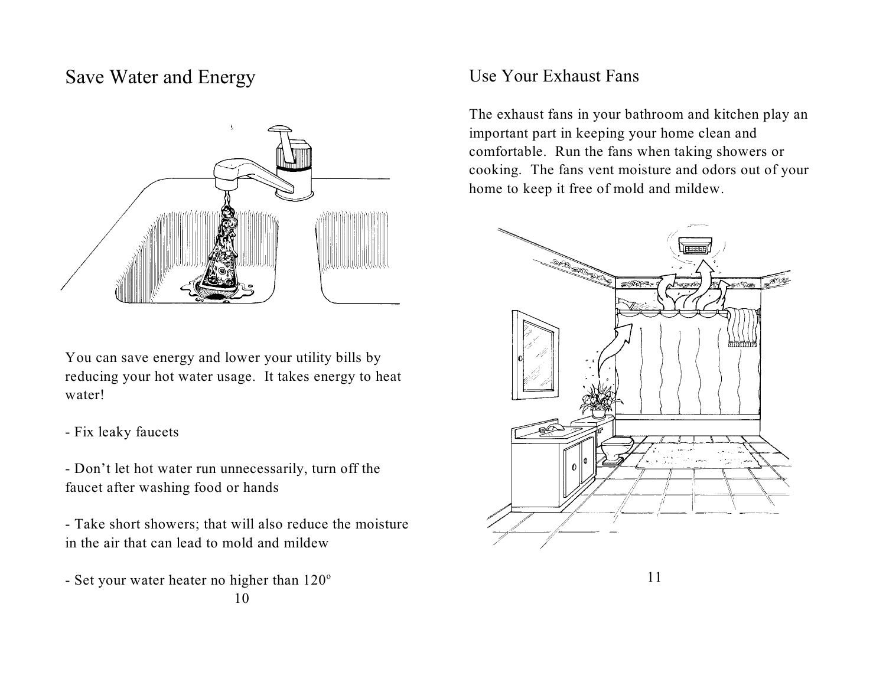## Save Water and Energy

You can save energy and lower your utility bills by reducing your hot water usage. It takes energy to heat water!

- Fix leaky faucets

- Don't let hot water run unnecessarily, turn off the faucet after washing food or hands

- Take short showers; that will also reduce the moisture in the air that can lead to mold and mildew

- Set your water heater no higher than 120º

## Use Your Exhaust Fans

The exhaust fans in your bathroom and kitchen play an important part in keeping your home clean and comfortable. Run the fans when taking showers or cooking. The fans vent moisture and odors out of your home to keep it free of mold and mildew.